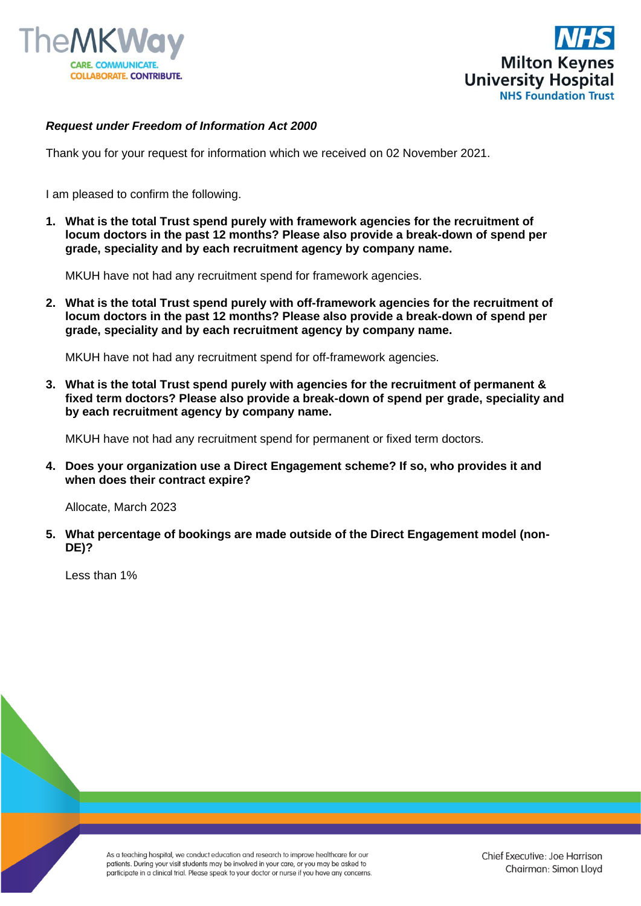***Request under Freedom of Information Act 2000***

Thank you for your request for information which we received on 02 November 2021.

I am pleased to confirm the following.

1. **What is the total Trust spend purely with framework agencies for the recruitment of locum doctors in the past 12 months? Please also provide a break-down of spend per grade, speciality and by each recruitment agency by company name.**

   MKUH have not had any recruitment spend for framework agencies.

2. **What is the total Trust spend purely with off-framework agencies for the recruitment of locum doctors in the past 12 months? Please also provide a break-down of spend per grade, speciality and by each recruitment agency by company name.**

   MKUH have not had any recruitment spend for off-framework agencies.

3. **What is the total Trust spend purely with agencies for the recruitment of permanent & fixed term doctors? Please also provide a break-down of spend per grade, speciality and by each recruitment agency by company name.**

   MKUH have not had any recruitment spend for permanent or fixed term doctors.

4. **Does your organization use a Direct Engagement scheme? If so, who provides it and when does their contract expire?**

   Allocate, March 2023

5. **What percentage of bookings are made outside of the Direct Engagement model (non-DE)?**

   Less than 1%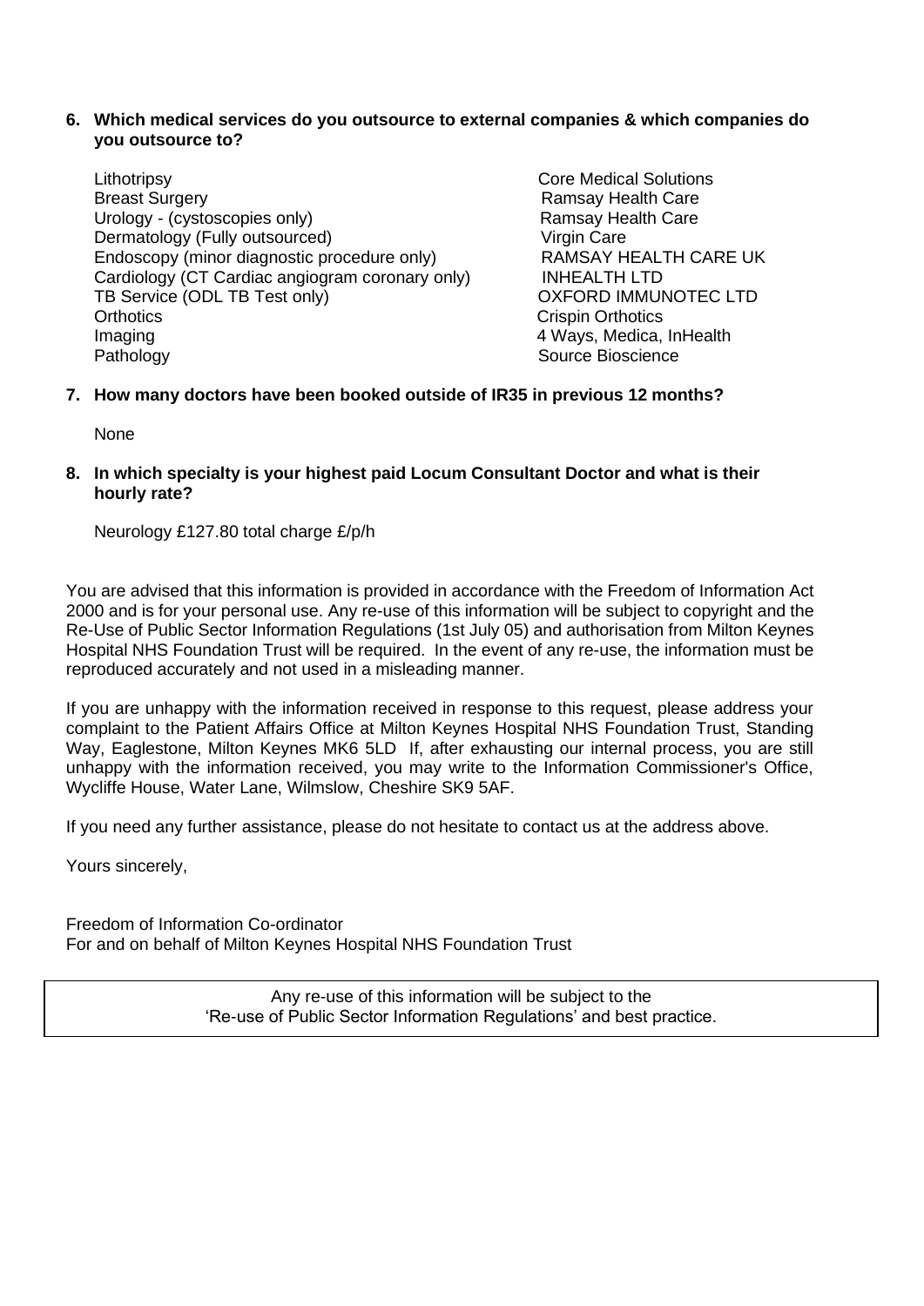**6. Which medical services do you outsource to external companies & which companies do you outsource to?**

| | |
|---|---|
| Lithotripsy | Core Medical Solutions |
| Breast Surgery | Ramsay Health Care |
| Urology - (cystoscopies only) | Ramsay Health Care |
| Dermatology (Fully outsourced) | Virgin Care |
| Endoscopy (minor diagnostic procedure only) | RAMSAY HEALTH CARE UK |
| Cardiology (CT Cardiac angiogram coronary only) | INHEALTH LTD |
| TB Service (ODL TB Test only) | OXFORD IMMUNOTEC LTD |
| Orthotics | Crispin Orthotics |
| Imaging | 4 Ways, Medica, InHealth |
| Pathology | Source Bioscience |

**7. How many doctors have been booked outside of IR35 in previous 12 months?**

None

**8. In which specialty is your highest paid Locum Consultant Doctor and what is their hourly rate?**

Neurology £127.80 total charge £/p/h

You are advised that this information is provided in accordance with the Freedom of Information Act 2000 and is for your personal use. Any re-use of this information will be subject to copyright and the Re-Use of Public Sector Information Regulations (1st July 05) and authorisation from Milton Keynes Hospital NHS Foundation Trust will be required. In the event of any re-use, the information must be reproduced accurately and not used in a misleading manner.

If you are unhappy with the information received in response to this request, please address your complaint to the Patient Affairs Office at Milton Keynes Hospital NHS Foundation Trust, Standing Way, Eaglestone, Milton Keynes MK6 5LD If, after exhausting our internal process, you are still unhappy with the information received, you may write to the Information Commissioner's Office, Wycliffe House, Water Lane, Wilmslow, Cheshire SK9 5AF.

If you need any further assistance, please do not hesitate to contact us at the address above.

Yours sincerely,

Freedom of Information Co-ordinator
For and on behalf of Milton Keynes Hospital NHS Foundation Trust

Any re-use of this information will be subject to the
'Re-use of Public Sector Information Regulations' and best practice.